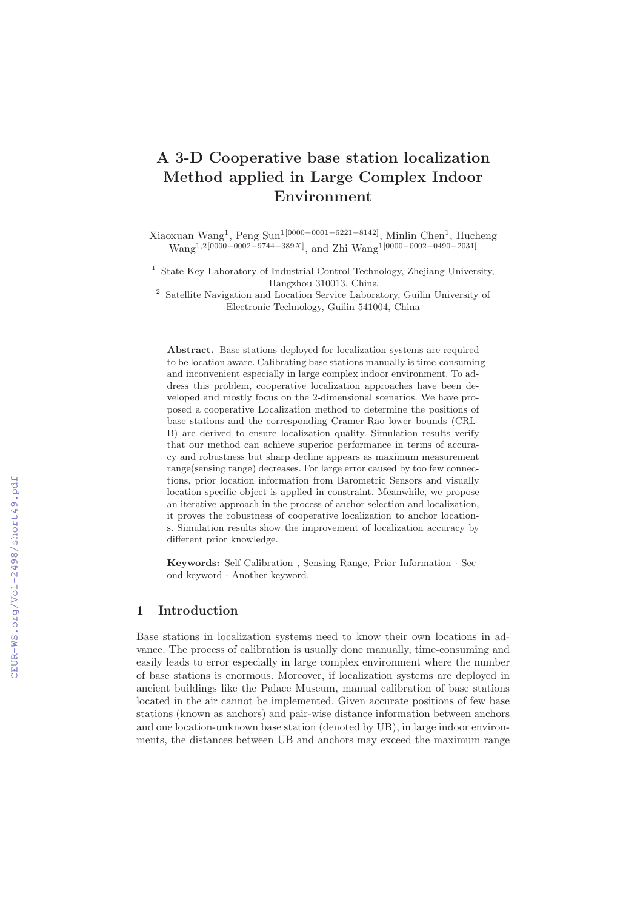# A 3-D Cooperative base station localization Method applied in Large Complex Indoor Environment

Xiaoxuan Wang[1], Peng Sun[1[0000−0001−6221−8142]], Minlin Chen[1], Hucheng Wang[1,2[0000−0002−9744−389X]], and Zhi Wang[1[0000−0002−0490−2031]]

[1] State Key Laboratory of Industrial Control Technology, Zhejiang University, Hangzhou 310013, China

[2] Satellite Navigation and Location Service Laboratory, Guilin University of Electronic Technology, Guilin 541004, China

**Abstract.** Base stations deployed for localization systems are required to be location aware. Calibrating base stations manually is time-consuming and inconvenient especially in large complex indoor environment. To address this problem, cooperative localization approaches have been developed and mostly focus on the 2-dimensional scenarios. We have proposed a cooperative Localization method to determine the positions of base stations and the corresponding Cramer-Rao lower bounds (CRLB) are derived to ensure localization quality. Simulation results verify that our method can achieve superior performance in terms of accuracy and robustness but sharp decline appears as maximum measurement range(sensing range) decreases. For large error caused by too few connections, prior location information from Barometric Sensors and visually location-specific object is applied in constraint. Meanwhile, we propose an iterative approach in the process of anchor selection and localization, it proves the robustness of cooperative localization to anchor locations. Simulation results show the improvement of localization accuracy by different prior knowledge.

**Keywords:** Self-Calibration , Sensing Range, Prior Information · Second keyword · Another keyword.

## 1 Introduction

Base stations in localization systems need to know their own locations in advance. The process of calibration is usually done manually, time-consuming and easily leads to error especially in large complex environment where the number of base stations is enormous. Moreover, if localization systems are deployed in ancient buildings like the Palace Museum, manual calibration of base stations located in the air cannot be implemented. Given accurate positions of few base stations (known as anchors) and pair-wise distance information between anchors and one location-unknown base station (denoted by UB), in large indoor environments, the distances between UB and anchors may exceed the maximum range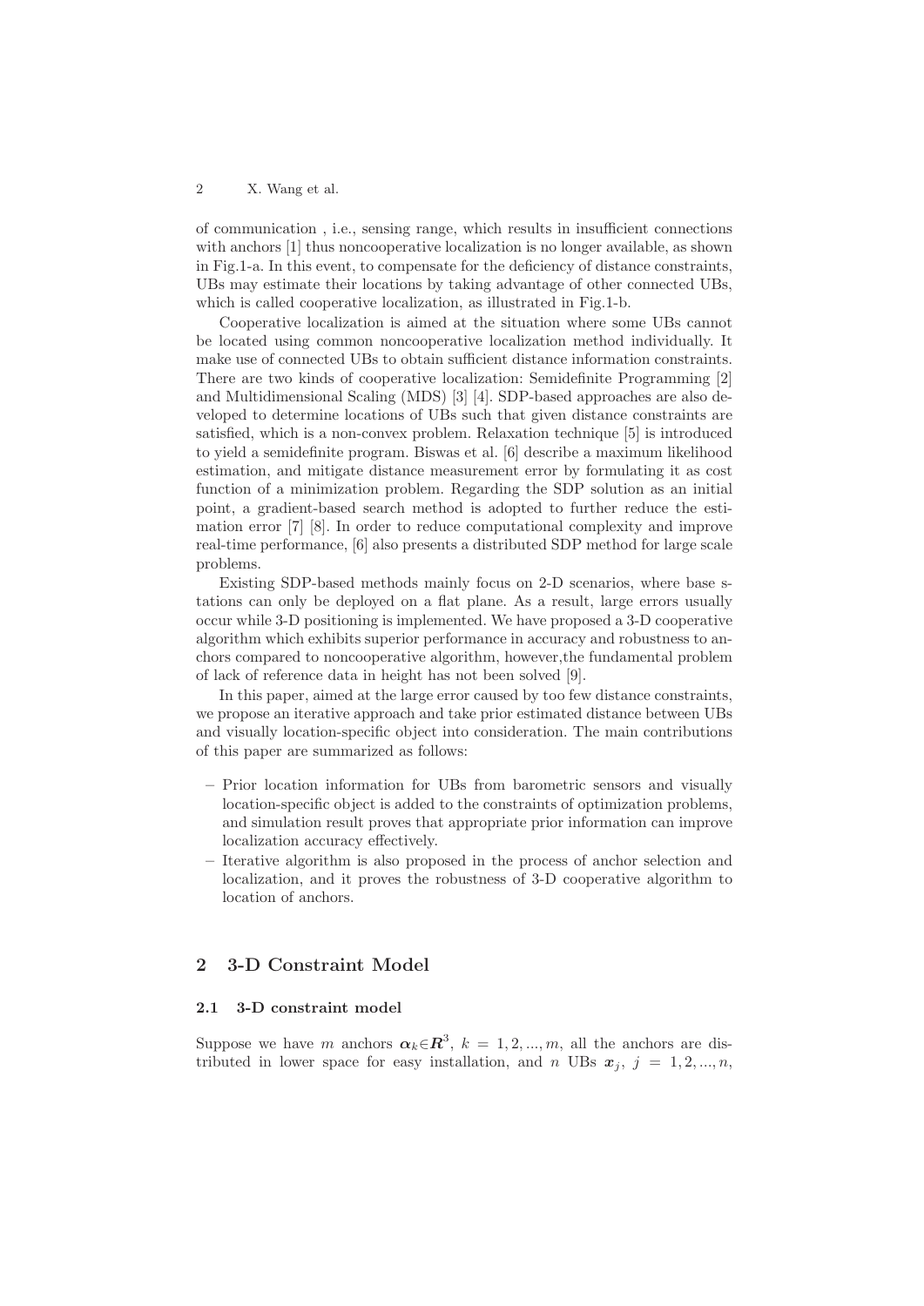of communication , i.e., sensing range, which results in insufficient connections with anchors [1] thus noncooperative localization is no longer available, as shown in Fig.1-a. In this event, to compensate for the deficiency of distance constraints, UBs may estimate their locations by taking advantage of other connected UBs, which is called cooperative localization, as illustrated in Fig.1-b.

Cooperative localization is aimed at the situation where some UBs cannot be located using common noncooperative localization method individually. It make use of connected UBs to obtain sufficient distance information constraints. There are two kinds of cooperative localization: Semidefinite Programming [2] and Multidimensional Scaling (MDS) [3] [4]. SDP-based approaches are also developed to determine locations of UBs such that given distance constraints are satisfied, which is a non-convex problem. Relaxation technique [5] is introduced to yield a semidefinite program. Biswas et al. [6] describe a maximum likelihood estimation, and mitigate distance measurement error by formulating it as cost function of a minimization problem. Regarding the SDP solution as an initial point, a gradient-based search method is adopted to further reduce the estimation error [7] [8]. In order to reduce computational complexity and improve real-time performance, [6] also presents a distributed SDP method for large scale problems.

Existing SDP-based methods mainly focus on 2-D scenarios, where base stations can only be deployed on a flat plane. As a result, large errors usually occur while 3-D positioning is implemented. We have proposed a 3-D cooperative algorithm which exhibits superior performance in accuracy and robustness to anchors compared to noncooperative algorithm, however,the fundamental problem of lack of reference data in height has not been solved [9].

In this paper, aimed at the large error caused by too few distance constraints, we propose an iterative approach and take prior estimated distance between UBs and visually location-specific object into consideration. The main contributions of this paper are summarized as follows:

- Prior location information for UBs from barometric sensors and visually location-specific object is added to the constraints of optimization problems, and simulation result proves that appropriate prior information can improve localization accuracy effectively.
- Iterative algorithm is also proposed in the process of anchor selection and localization, and it proves the robustness of 3-D cooperative algorithm to location of anchors.

## 2 3-D Constraint Model

### 2.1 3-D constraint model

Suppose we have $m$ anchors $\boldsymbol{\alpha}_k \in \boldsymbol{R}^3$, $k = 1, 2, ..., m$, all the anchors are distributed in lower space for easy installation, and $n$ UBs $\boldsymbol{x}_j$, $j = 1, 2, ..., n$,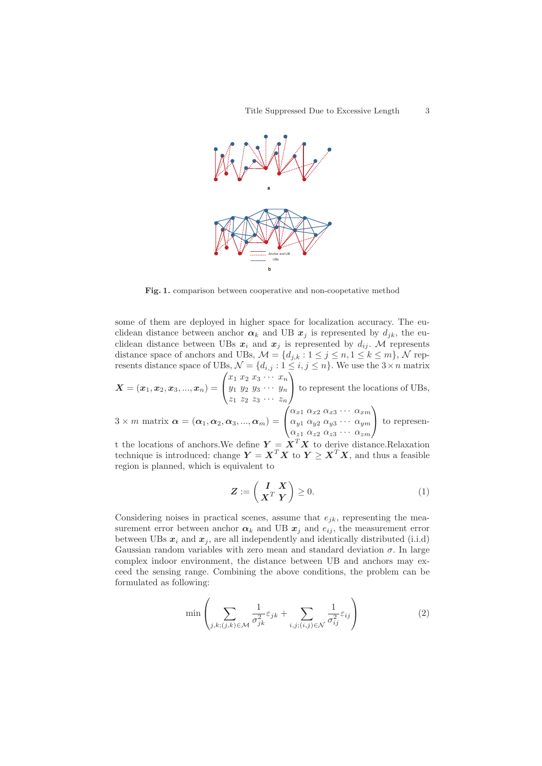**Fig. 1.** comparison between cooperative and non-coopetative method

some of them are deployed in higher space for localization accuracy. The euclidean distance between anchor $\boldsymbol{\alpha}_k$ and UB $\boldsymbol{x}_j$ is represented by $d_{jk}$, the euclidean distance between UBs $\boldsymbol{x}_i$ and $\boldsymbol{x}_j$ is represented by $d_{ij}$. $\mathcal{M}$ represents distance space of anchors and UBs, $\mathcal{M} = \{d_{j,k} : 1 \le j \le n, 1 \le k \le m\}$, $\mathcal{N}$ represents distance space of UBs, $\mathcal{N} = \{d_{i,j} : 1 \le i, j \le n\}$. We use the $3 \times n$ matrix $\boldsymbol{X} = (\boldsymbol{x}_1, \boldsymbol{x}_2, \boldsymbol{x}_3, ..., \boldsymbol{x}_n) = \begin{pmatrix} x_1 & x_2 & x_3 & \cdots & x_n \\ y_1 & y_2 & y_3 & \cdots & y_n \\ z_1 & z_2 & z_3 & \cdots & z_n \end{pmatrix}$ to represent the locations of UBs, $3 \times m$ matrix $\boldsymbol{\alpha} = (\boldsymbol{\alpha}_1, \boldsymbol{\alpha}_2, \boldsymbol{\alpha}_3, ..., \boldsymbol{\alpha}_m) = \begin{pmatrix} \alpha_{x1} & \alpha_{x2} & \alpha_{x3} & \cdots & \alpha_{xm} \\ \alpha_{y1} & \alpha_{y2} & \alpha_{y3} & \cdots & \alpha_{ym} \\ \alpha_{z1} & \alpha_{z2} & \alpha_{z3} & \cdots & \alpha_{zm} \end{pmatrix}$ to represent the locations of anchors.We define $\boldsymbol{Y} = \boldsymbol{X}^T\boldsymbol{X}$ to derive distance.Relaxation technique is introduced: change $\boldsymbol{Y} = \boldsymbol{X}^T\boldsymbol{X}$ to $\boldsymbol{Y} \ge \boldsymbol{X}^T\boldsymbol{X}$, and thus a feasible region is planned, which is equivalent to

$$\boldsymbol{Z} := \begin{pmatrix} \boldsymbol{I} & \boldsymbol{X} \\ \boldsymbol{X}^T & \boldsymbol{Y} \end{pmatrix} \ge 0. \tag{1}$$

Considering noises in practical scenes, assume that $e_{jk}$, representing the measurement error between anchor $\boldsymbol{\alpha}_k$ and UB $\boldsymbol{x}_j$ and $e_{ij}$, the measurement error between UBs $\boldsymbol{x}_i$ and $\boldsymbol{x}_j$, are all independently and identically distributed (i.i.d) Gaussian random variables with zero mean and standard deviation $\sigma$. In large complex indoor environment, the distance between UB and anchors may exceed the sensing range. Combining the above conditions, the problem can be formulated as following:

$$\min \left( \sum_{j,k;(j,k)\in\mathcal{M}} \frac{1}{\sigma_{jk}^2} \varepsilon_{jk} + \sum_{i,j;(i,j)\in\mathcal{N}} \frac{1}{\sigma_{ij}^2} \varepsilon_{ij} \right) \tag{2}$$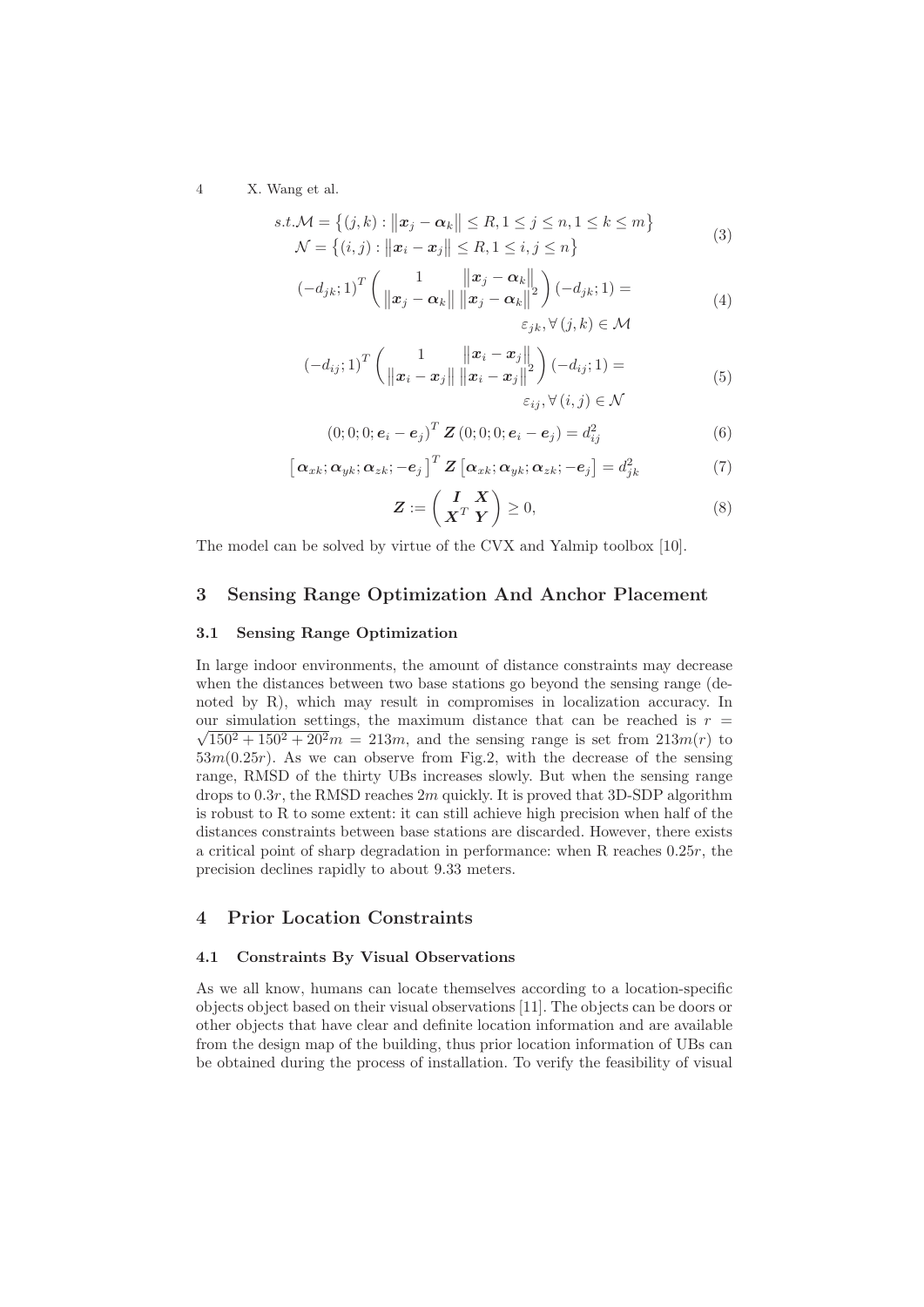$$
\begin{aligned}
s.t.\mathcal{M} &= \left\{(j,k) : \left\|\boldsymbol{x}_j - \boldsymbol{\alpha}_k\right\| \leq R, 1 \leq j \leq n, 1 \leq k \leq m\right\} \\
\mathcal{N} &= \left\{(i,j) : \left\|\boldsymbol{x}_i - \boldsymbol{x}_j\right\| \leq R, 1 \leq i,j \leq n\right\}
\end{aligned} \tag{3}
$$

$$
(-d_{jk};1)^T \begin{pmatrix} 1 & \left\|\boldsymbol{x}_j - \boldsymbol{\alpha}_k\right\| \\ \left\|\boldsymbol{x}_j - \boldsymbol{\alpha}_k\right\| & \left\|\boldsymbol{x}_j - \boldsymbol{\alpha}_k\right\|^2 \end{pmatrix} (-d_{jk};1) = \varepsilon_{jk}, \forall (j,k) \in \mathcal{M} \tag{4}
$$

$$
(-d_{ij};1)^T \begin{pmatrix} 1 & \left\|\boldsymbol{x}_i - \boldsymbol{x}_j\right\| \\ \left\|\boldsymbol{x}_i - \boldsymbol{x}_j\right\| & \left\|\boldsymbol{x}_i - \boldsymbol{x}_j\right\|^2 \end{pmatrix} (-d_{ij};1) = \varepsilon_{ij}, \forall (i,j) \in \mathcal{N} \tag{5}
$$

$$
(0;0;0;\boldsymbol{e}_i - \boldsymbol{e}_j)^T \boldsymbol{Z} (0;0;0;\boldsymbol{e}_i - \boldsymbol{e}_j) = d_{ij}^2 \tag{6}
$$

$$
\left[\boldsymbol{\alpha}_{xk};\boldsymbol{\alpha}_{yk};\boldsymbol{\alpha}_{zk};-\boldsymbol{e}_j\right]^T \boldsymbol{Z} \left[\boldsymbol{\alpha}_{xk};\boldsymbol{\alpha}_{yk};\boldsymbol{\alpha}_{zk};-\boldsymbol{e}_j\right] = d_{jk}^2 \tag{7}
$$

$$
\boldsymbol{Z} := \begin{pmatrix} \boldsymbol{I} & \boldsymbol{X} \\ \boldsymbol{X}^T & \boldsymbol{Y} \end{pmatrix} \geq 0, \tag{8}
$$

The model can be solved by virtue of the CVX and Yalmip toolbox [10].

## 3 Sensing Range Optimization And Anchor Placement

### 3.1 Sensing Range Optimization

In large indoor environments, the amount of distance constraints may decrease when the distances between two base stations go beyond the sensing range (denoted by R), which may result in compromises in localization accuracy. In our simulation settings, the maximum distance that can be reached is $r = \sqrt{150^2 + 150^2 + 20^2}m = 213m$, and the sensing range is set from $213m(r)$ to $53m(0.25r)$. As we can observe from Fig.2, with the decrease of the sensing range, RMSD of the thirty UBs increases slowly. But when the sensing range drops to $0.3r$, the RMSD reaches $2m$ quickly. It is proved that 3D-SDP algorithm is robust to R to some extent: it can still achieve high precision when half of the distances constraints between base stations are discarded. However, there exists a critical point of sharp degradation in performance: when R reaches $0.25r$, the precision declines rapidly to about 9.33 meters.

## 4 Prior Location Constraints

### 4.1 Constraints By Visual Observations

As we all know, humans can locate themselves according to a location-specific objects object based on their visual observations [11]. The objects can be doors or other objects that have clear and definite location information and are available from the design map of the building, thus prior location information of UBs can be obtained during the process of installation. To verify the feasibility of visual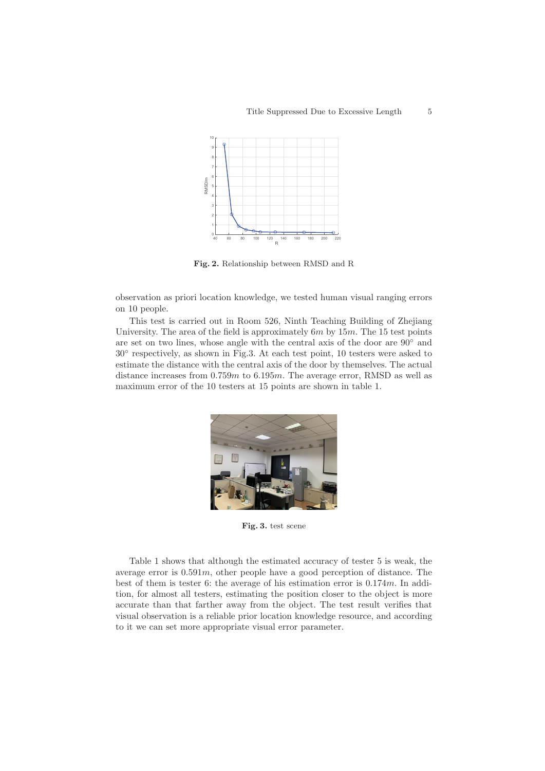**Fig. 2.** Relationship between RMSD and R

observation as priori location knowledge, we tested human visual ranging errors on 10 people.

This test is carried out in Room 526, Ninth Teaching Building of Zhejiang University. The area of the field is approximately $6m$ by $15m$. The 15 test points are set on two lines, whose angle with the central axis of the door are $90°$ and $30°$ respectively, as shown in Fig.3. At each test point, 10 testers were asked to estimate the distance with the central axis of the door by themselves. The actual distance increases from $0.759m$ to $6.195m$. The average error, RMSD as well as maximum error of the 10 testers at 15 points are shown in table 1.

**Fig. 3.** test scene

Table 1 shows that although the estimated accuracy of tester 5 is weak, the average error is $0.591m$, other people have a good perception of distance. The best of them is tester 6: the average of his estimation error is $0.174m$. In addition, for almost all testers, estimating the position closer to the object is more accurate than that farther away from the object. The test result verifies that visual observation is a reliable prior location knowledge resource, and according to it we can set more appropriate visual error parameter.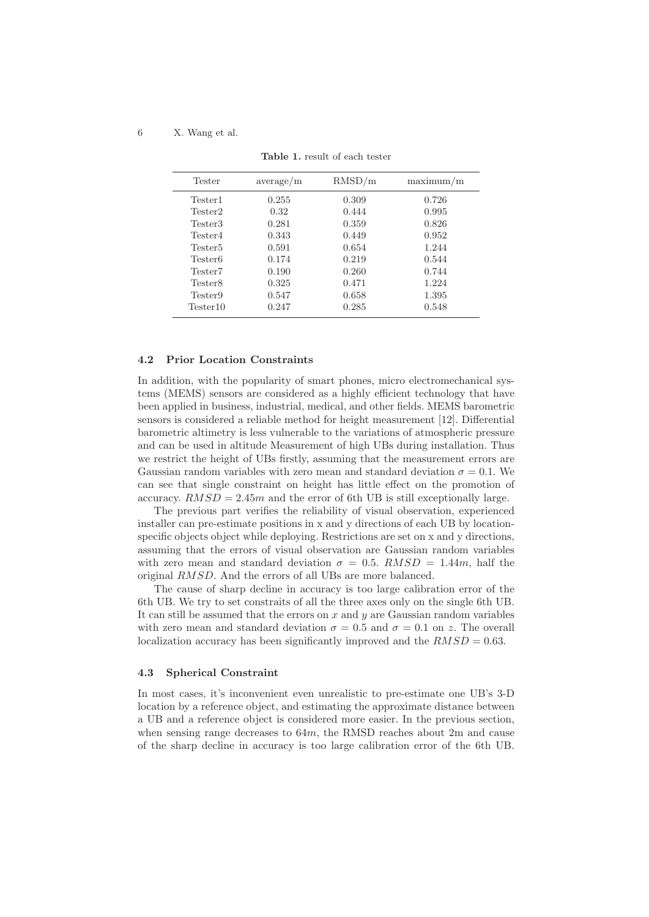**Table 1.** result of each tester

| Tester | average/m | RMSD/m | maximum/m |
|---|---|---|---|
| Tester1 | 0.255 | 0.309 | 0.726 |
| Tester2 | 0.32 | 0.444 | 0.995 |
| Tester3 | 0.281 | 0.359 | 0.826 |
| Tester4 | 0.343 | 0.449 | 0.952 |
| Tester5 | 0.591 | 0.654 | 1.244 |
| Tester6 | 0.174 | 0.219 | 0.544 |
| Tester7 | 0.190 | 0.260 | 0.744 |
| Tester8 | 0.325 | 0.471 | 1.224 |
| Tester9 | 0.547 | 0.658 | 1.395 |
| Tester10 | 0.247 | 0.285 | 0.548 |

### 4.2 Prior Location Constraints

In addition, with the popularity of smart phones, micro electromechanical systems (MEMS) sensors are considered as a highly efficient technology that have been applied in business, industrial, medical, and other fields. MEMS barometric sensors is considered a reliable method for height measurement [12]. Differential barometric altimetry is less vulnerable to the variations of atmospheric pressure and can be used in altitude Measurement of high UBs during installation. Thus we restrict the height of UBs firstly, assuming that the measurement errors are Gaussian random variables with zero mean and standard deviation $\sigma = 0.1$. We can see that single constraint on height has little effect on the promotion of accuracy. $RMSD = 2.45m$ and the error of 6th UB is still exceptionally large.

The previous part verifies the reliability of visual observation, experienced installer can pre-estimate positions in x and y directions of each UB by location-specific objects object while deploying. Restrictions are set on x and y directions, assuming that the errors of visual observation are Gaussian random variables with zero mean and standard deviation $\sigma = 0.5$. $RMSD = 1.44m$, half the original $RMSD$. And the errors of all UBs are more balanced.

The cause of sharp decline in accuracy is too large calibration error of the 6th UB. We try to set constraits of all the three axes only on the single 6th UB. It can still be assumed that the errors on $x$ and $y$ are Gaussian random variables with zero mean and standard deviation $\sigma = 0.5$ and $\sigma = 0.1$ on $z$. The overall localization accuracy has been significantly improved and the $RMSD = 0.63$.

### 4.3 Spherical Constraint

In most cases, it's inconvenient even unrealistic to pre-estimate one UB's 3-D location by a reference object, and estimating the approximate distance between a UB and a reference object is considered more easier. In the previous section, when sensing range decreases to $64m$, the RMSD reaches about 2m and cause of the sharp decline in accuracy is too large calibration error of the 6th UB.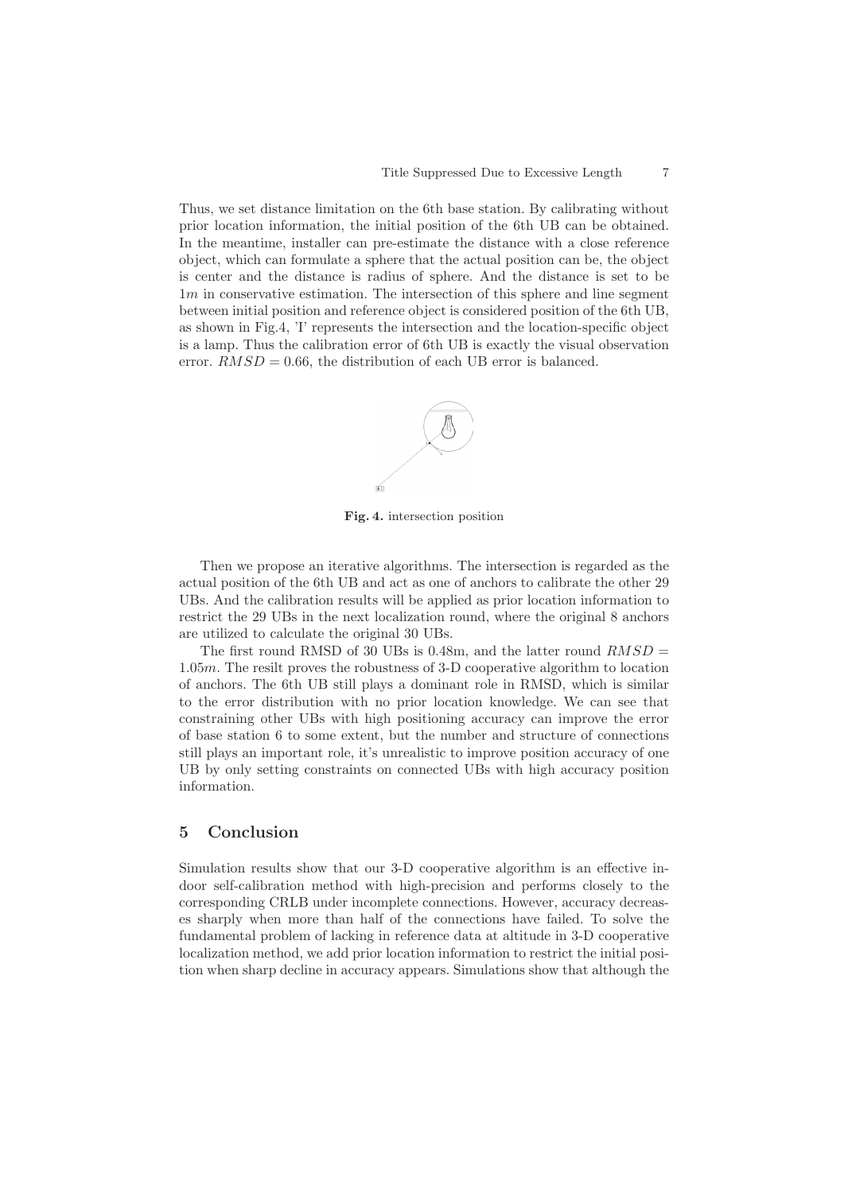Thus, we set distance limitation on the 6th base station. By calibrating without prior location information, the initial position of the 6th UB can be obtained. In the meantime, installer can pre-estimate the distance with a close reference object, which can formulate a sphere that the actual position can be, the object is center and the distance is radius of sphere. And the distance is set to be $1m$ in conservative estimation. The intersection of this sphere and line segment between initial position and reference object is considered position of the 6th UB, as shown in Fig.4, 'I' represents the intersection and the location-specific object is a lamp. Thus the calibration error of 6th UB is exactly the visual observation error. $RMSD = 0.66$, the distribution of each UB error is balanced.

**Fig. 4.** intersection position

Then we propose an iterative algorithms. The intersection is regarded as the actual position of the 6th UB and act as one of anchors to calibrate the other 29 UBs. And the calibration results will be applied as prior location information to restrict the 29 UBs in the next localization round, where the original 8 anchors are utilized to calculate the original 30 UBs.

The first round RMSD of 30 UBs is 0.48m, and the latter round $RMSD = 1.05m$. The resilt proves the robustness of 3-D cooperative algorithm to location of anchors. The 6th UB still plays a dominant role in RMSD, which is similar to the error distribution with no prior location knowledge. We can see that constraining other UBs with high positioning accuracy can improve the error of base station 6 to some extent, but the number and structure of connections still plays an important role, it's unrealistic to improve position accuracy of one UB by only setting constraints on connected UBs with high accuracy position information.

## 5 Conclusion

Simulation results show that our 3-D cooperative algorithm is an effective indoor self-calibration method with high-precision and performs closely to the corresponding CRLB under incomplete connections. However, accuracy decreases sharply when more than half of the connections have failed. To solve the fundamental problem of lacking in reference data at altitude in 3-D cooperative localization method, we add prior location information to restrict the initial position when sharp decline in accuracy appears. Simulations show that although the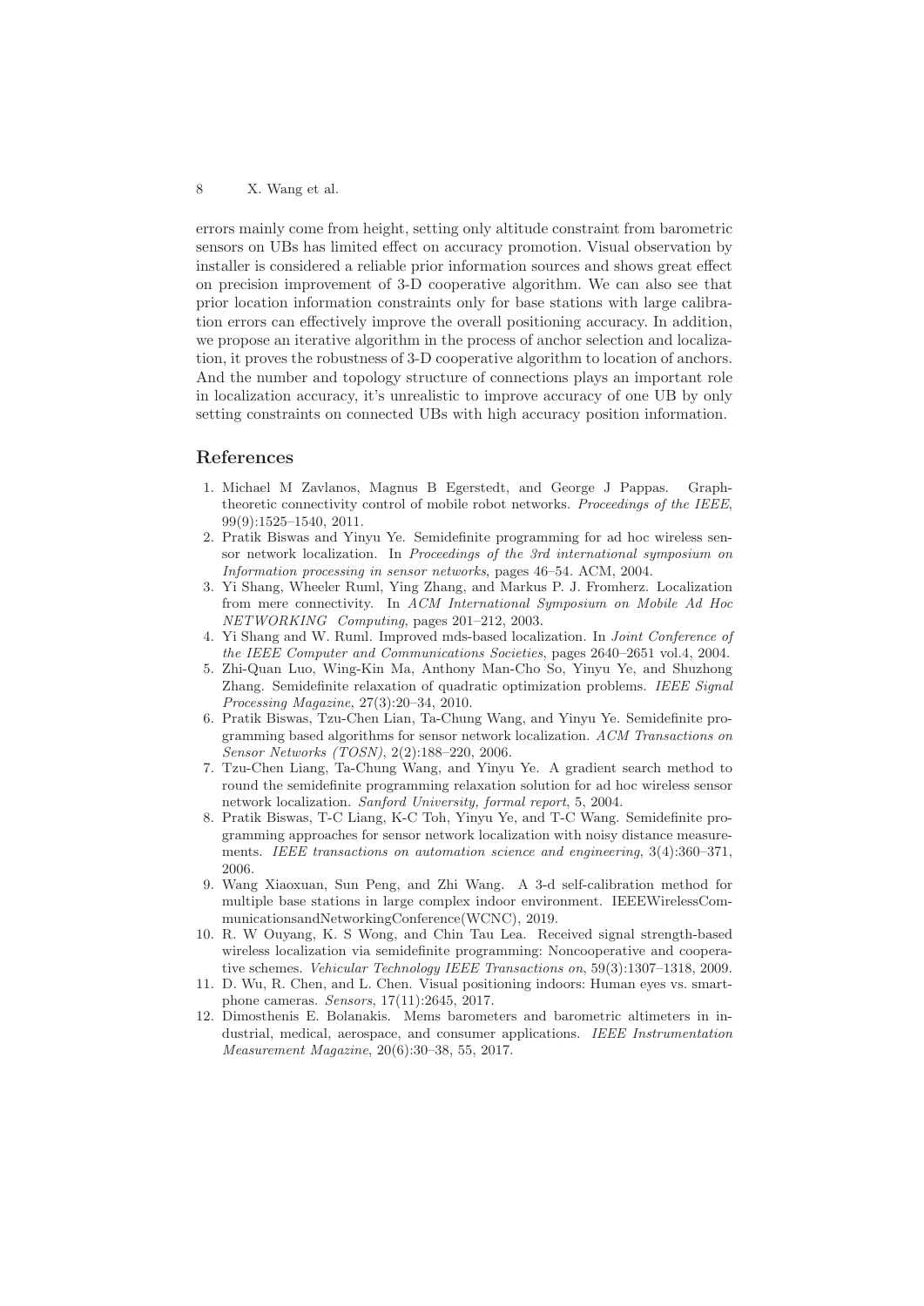errors mainly come from height, setting only altitude constraint from barometric sensors on UBs has limited effect on accuracy promotion. Visual observation by installer is considered a reliable prior information sources and shows great effect on precision improvement of 3-D cooperative algorithm. We can also see that prior location information constraints only for base stations with large calibration errors can effectively improve the overall positioning accuracy. In addition, we propose an iterative algorithm in the process of anchor selection and localization, it proves the robustness of 3-D cooperative algorithm to location of anchors. And the number and topology structure of connections plays an important role in localization accuracy, it's unrealistic to improve accuracy of one UB by only setting constraints on connected UBs with high accuracy position information.

## References

1. Michael M Zavlanos, Magnus B Egerstedt, and George J Pappas. Graph-theoretic connectivity control of mobile robot networks. *Proceedings of the IEEE*, 99(9):1525–1540, 2011.
2. Pratik Biswas and Yinyu Ye. Semidefinite programming for ad hoc wireless sensor network localization. In *Proceedings of the 3rd international symposium on Information processing in sensor networks*, pages 46–54. ACM, 2004.
3. Yi Shang, Wheeler Ruml, Ying Zhang, and Markus P. J. Fromherz. Localization from mere connectivity. In *ACM International Symposium on Mobile Ad Hoc NETWORKING Computing*, pages 201–212, 2003.
4. Yi Shang and W. Ruml. Improved mds-based localization. In *Joint Conference of the IEEE Computer and Communications Societies*, pages 2640–2651 vol.4, 2004.
5. Zhi-Quan Luo, Wing-Kin Ma, Anthony Man-Cho So, Yinyu Ye, and Shuzhong Zhang. Semidefinite relaxation of quadratic optimization problems. *IEEE Signal Processing Magazine*, 27(3):20–34, 2010.
6. Pratik Biswas, Tzu-Chen Lian, Ta-Chung Wang, and Yinyu Ye. Semidefinite programming based algorithms for sensor network localization. *ACM Transactions on Sensor Networks (TOSN)*, 2(2):188–220, 2006.
7. Tzu-Chen Liang, Ta-Chung Wang, and Yinyu Ye. A gradient search method to round the semidefinite programming relaxation solution for ad hoc wireless sensor network localization. *Sanford University, formal report*, 5, 2004.
8. Pratik Biswas, T-C Liang, K-C Toh, Yinyu Ye, and T-C Wang. Semidefinite programming approaches for sensor network localization with noisy distance measurements. *IEEE transactions on automation science and engineering*, 3(4):360–371, 2006.
9. Wang Xiaoxuan, Sun Peng, and Zhi Wang. A 3-d self-calibration method for multiple base stations in large complex indoor environment. IEEEWirelessCommunicationsandNetworkingConference(WCNC), 2019.
10. R. W Ouyang, K. S Wong, and Chin Tau Lea. Received signal strength-based wireless localization via semidefinite programming: Noncooperative and cooperative schemes. *Vehicular Technology IEEE Transactions on*, 59(3):1307–1318, 2009.
11. D. Wu, R. Chen, and L. Chen. Visual positioning indoors: Human eyes vs. smartphone cameras. *Sensors*, 17(11):2645, 2017.
12. Dimosthenis E. Bolanakis. Mems barometers and barometric altimeters in industrial, medical, aerospace, and consumer applications. *IEEE Instrumentation Measurement Magazine*, 20(6):30–38, 55, 2017.